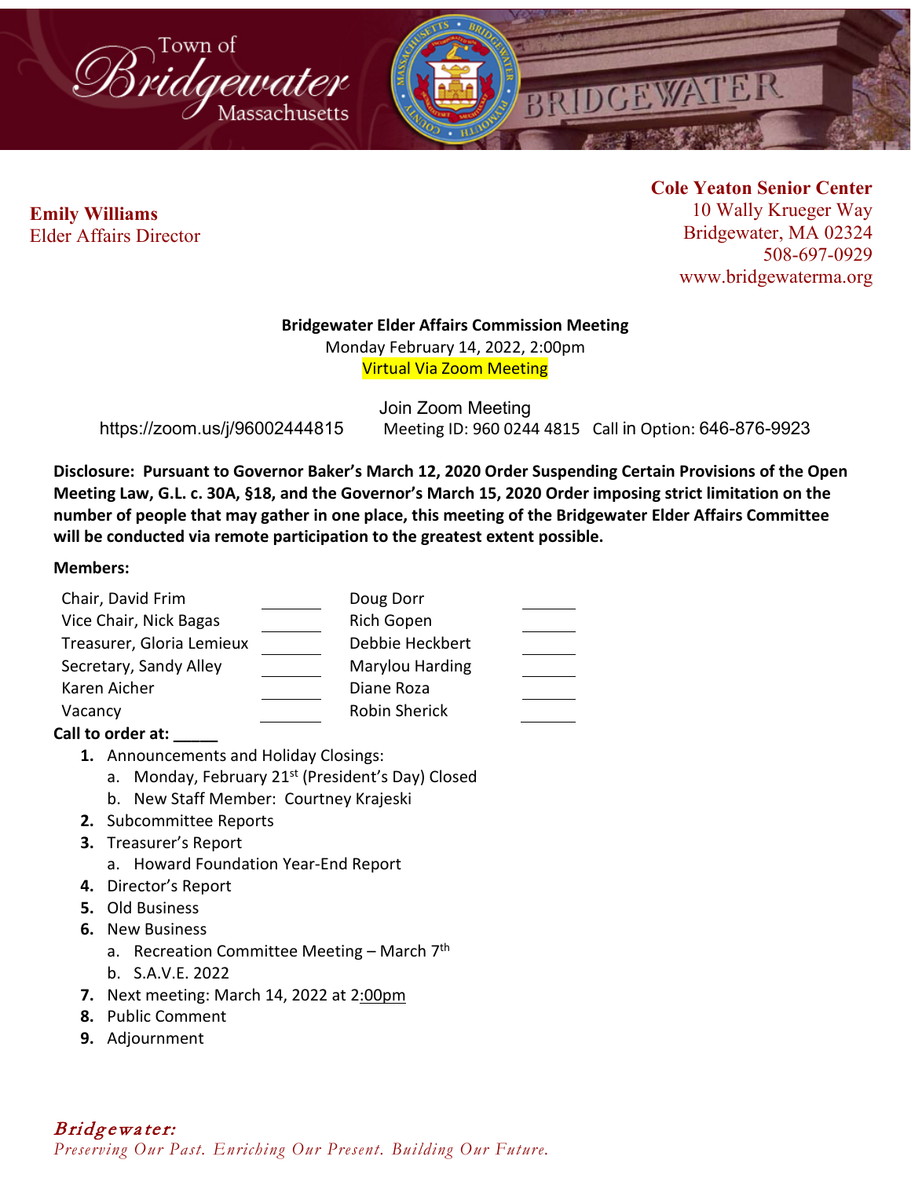Town of Bridgewater Massachusetts

**Emily Williams**
Elder Affairs Director

**Cole Yeaton Senior Center**
10 Wally Krueger Way
Bridgewater, MA 02324
508-697-0929
www.bridgewaterma.org

**Bridgewater Elder Affairs Commission Meeting**
Monday February 14, 2022, 2:00pm
Virtual Via Zoom Meeting

Join Zoom Meeting
https://zoom.us/j/96002444815 Meeting ID: 960 0244 4815 Call in Option: 646-876-9923

**Disclosure: Pursuant to Governor Baker's March 12, 2020 Order Suspending Certain Provisions of the Open Meeting Law, G.L. c. 30A, §18, and the Governor's March 15, 2020 Order imposing strict limitation on the number of people that may gather in one place, this meeting of the Bridgewater Elder Affairs Committee will be conducted via remote participation to the greatest extent possible.**

**Members:**

| | | | |
|---|---|---|---|
| Chair, David Frim | ______ | Doug Dorr | ______ |
| Vice Chair, Nick Bagas | ______ | Rich Gopen | ______ |
| Treasurer, Gloria Lemieux | ______ | Debbie Heckbert | ______ |
| Secretary, Sandy Alley | ______ | Marylou Harding | ______ |
| Karen Aicher | ______ | Diane Roza | ______ |
| Vacancy | ______ | Robin Sherick | ______ |

**Call to order at: _____**

1. Announcements and Holiday Closings:
   a. Monday, February 21st (President's Day) Closed
   b. New Staff Member: Courtney Krajeski
2. Subcommittee Reports
3. Treasurer's Report
   a. Howard Foundation Year-End Report
4. Director's Report
5. Old Business
6. New Business
   a. Recreation Committee Meeting – March 7th
   b. S.A.V.E. 2022
7. Next meeting: March 14, 2022 at 2:00pm
8. Public Comment
9. Adjournment

*Bridgewater:*
*Preserving Our Past. Enriching Our Present. Building Our Future.*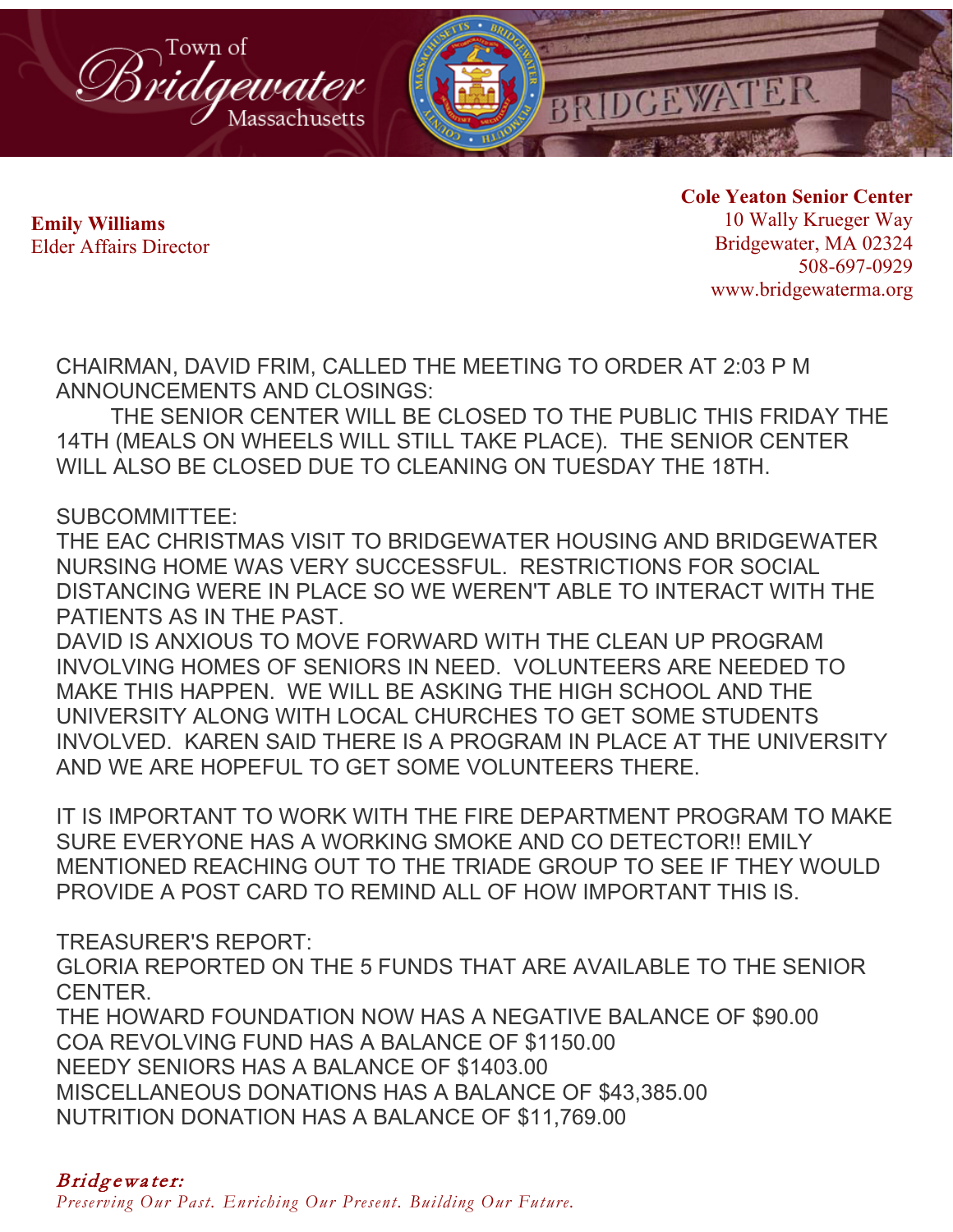**Emily Williams**
Elder Affairs Director

**Cole Yeaton Senior Center**
10 Wally Krueger Way
Bridgewater, MA 02324
508-697-0929
www.bridgewaterma.org

CHAIRMAN, DAVID FRIM, CALLED THE MEETING TO ORDER AT 2:03 P M
ANNOUNCEMENTS AND CLOSINGS:

THE SENIOR CENTER WILL BE CLOSED TO THE PUBLIC THIS FRIDAY THE 14TH (MEALS ON WHEELS WILL STILL TAKE PLACE). THE SENIOR CENTER WILL ALSO BE CLOSED DUE TO CLEANING ON TUESDAY THE 18TH.

SUBCOMMITTEE:
THE EAC CHRISTMAS VISIT TO BRIDGEWATER HOUSING AND BRIDGEWATER NURSING HOME WAS VERY SUCCESSFUL. RESTRICTIONS FOR SOCIAL DISTANCING WERE IN PLACE SO WE WEREN'T ABLE TO INTERACT WITH THE PATIENTS AS IN THE PAST.
DAVID IS ANXIOUS TO MOVE FORWARD WITH THE CLEAN UP PROGRAM INVOLVING HOMES OF SENIORS IN NEED. VOLUNTEERS ARE NEEDED TO MAKE THIS HAPPEN. WE WILL BE ASKING THE HIGH SCHOOL AND THE UNIVERSITY ALONG WITH LOCAL CHURCHES TO GET SOME STUDENTS INVOLVED. KAREN SAID THERE IS A PROGRAM IN PLACE AT THE UNIVERSITY AND WE ARE HOPEFUL TO GET SOME VOLUNTEERS THERE.

IT IS IMPORTANT TO WORK WITH THE FIRE DEPARTMENT PROGRAM TO MAKE SURE EVERYONE HAS A WORKING SMOKE AND CO DETECTOR!! EMILY MENTIONED REACHING OUT TO THE TRIADE GROUP TO SEE IF THEY WOULD PROVIDE A POST CARD TO REMIND ALL OF HOW IMPORTANT THIS IS.

TREASURER'S REPORT:
GLORIA REPORTED ON THE 5 FUNDS THAT ARE AVAILABLE TO THE SENIOR CENTER.
THE HOWARD FOUNDATION NOW HAS A NEGATIVE BALANCE OF $90.00
COA REVOLVING FUND HAS A BALANCE OF $1150.00
NEEDY SENIORS HAS A BALANCE OF $1403.00
MISCELLANEOUS DONATIONS HAS A BALANCE OF $43,385.00
NUTRITION DONATION HAS A BALANCE OF $11,769.00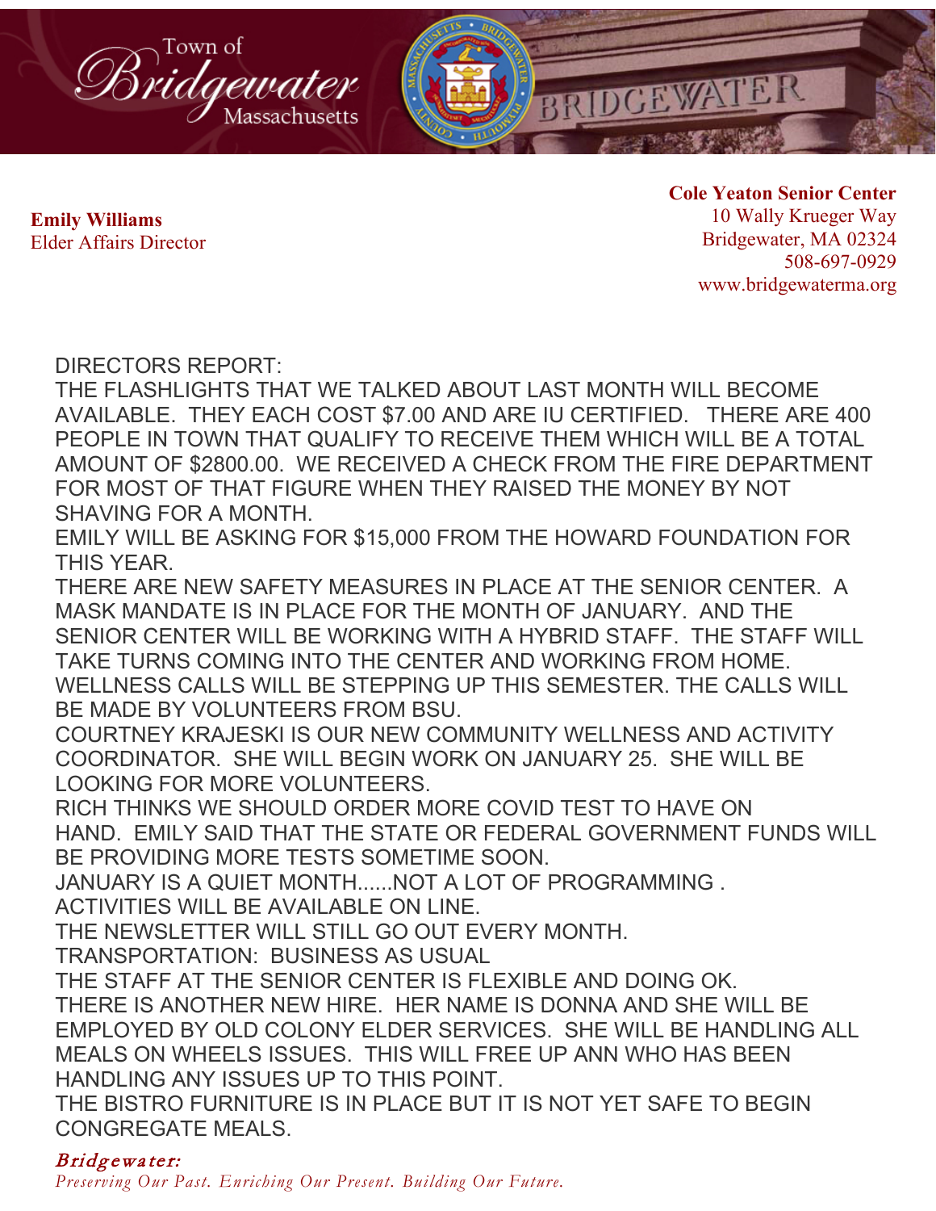Town of Bridgewater Massachusetts

**Emily Williams**
Elder Affairs Director

**Cole Yeaton Senior Center**
10 Wally Krueger Way
Bridgewater, MA 02324
508-697-0929
www.bridgewaterma.org

DIRECTORS REPORT:

THE FLASHLIGHTS THAT WE TALKED ABOUT LAST MONTH WILL BECOME AVAILABLE. THEY EACH COST $7.00 AND ARE IU CERTIFIED. THERE ARE 400 PEOPLE IN TOWN THAT QUALIFY TO RECEIVE THEM WHICH WILL BE A TOTAL AMOUNT OF $2800.00. WE RECEIVED A CHECK FROM THE FIRE DEPARTMENT FOR MOST OF THAT FIGURE WHEN THEY RAISED THE MONEY BY NOT SHAVING FOR A MONTH.

EMILY WILL BE ASKING FOR $15,000 FROM THE HOWARD FOUNDATION FOR THIS YEAR.

THERE ARE NEW SAFETY MEASURES IN PLACE AT THE SENIOR CENTER. A MASK MANDATE IS IN PLACE FOR THE MONTH OF JANUARY. AND THE SENIOR CENTER WILL BE WORKING WITH A HYBRID STAFF. THE STAFF WILL TAKE TURNS COMING INTO THE CENTER AND WORKING FROM HOME.

WELLNESS CALLS WILL BE STEPPING UP THIS SEMESTER. THE CALLS WILL BE MADE BY VOLUNTEERS FROM BSU.

COURTNEY KRAJESKI IS OUR NEW COMMUNITY WELLNESS AND ACTIVITY COORDINATOR. SHE WILL BEGIN WORK ON JANUARY 25. SHE WILL BE LOOKING FOR MORE VOLUNTEERS.

RICH THINKS WE SHOULD ORDER MORE COVID TEST TO HAVE ON HAND. EMILY SAID THAT THE STATE OR FEDERAL GOVERNMENT FUNDS WILL BE PROVIDING MORE TESTS SOMETIME SOON.

JANUARY IS A QUIET MONTH......NOT A LOT OF PROGRAMMING .

ACTIVITIES WILL BE AVAILABLE ON LINE.

THE NEWSLETTER WILL STILL GO OUT EVERY MONTH.

TRANSPORTATION: BUSINESS AS USUAL

THE STAFF AT THE SENIOR CENTER IS FLEXIBLE AND DOING OK.

THERE IS ANOTHER NEW HIRE. HER NAME IS DONNA AND SHE WILL BE EMPLOYED BY OLD COLONY ELDER SERVICES. SHE WILL BE HANDLING ALL MEALS ON WHEELS ISSUES. THIS WILL FREE UP ANN WHO HAS BEEN HANDLING ANY ISSUES UP TO THIS POINT.

THE BISTRO FURNITURE IS IN PLACE BUT IT IS NOT YET SAFE TO BEGIN CONGREGATE MEALS.

*Bridgewater:*
*Preserving Our Past. Enriching Our Present. Building Our Future.*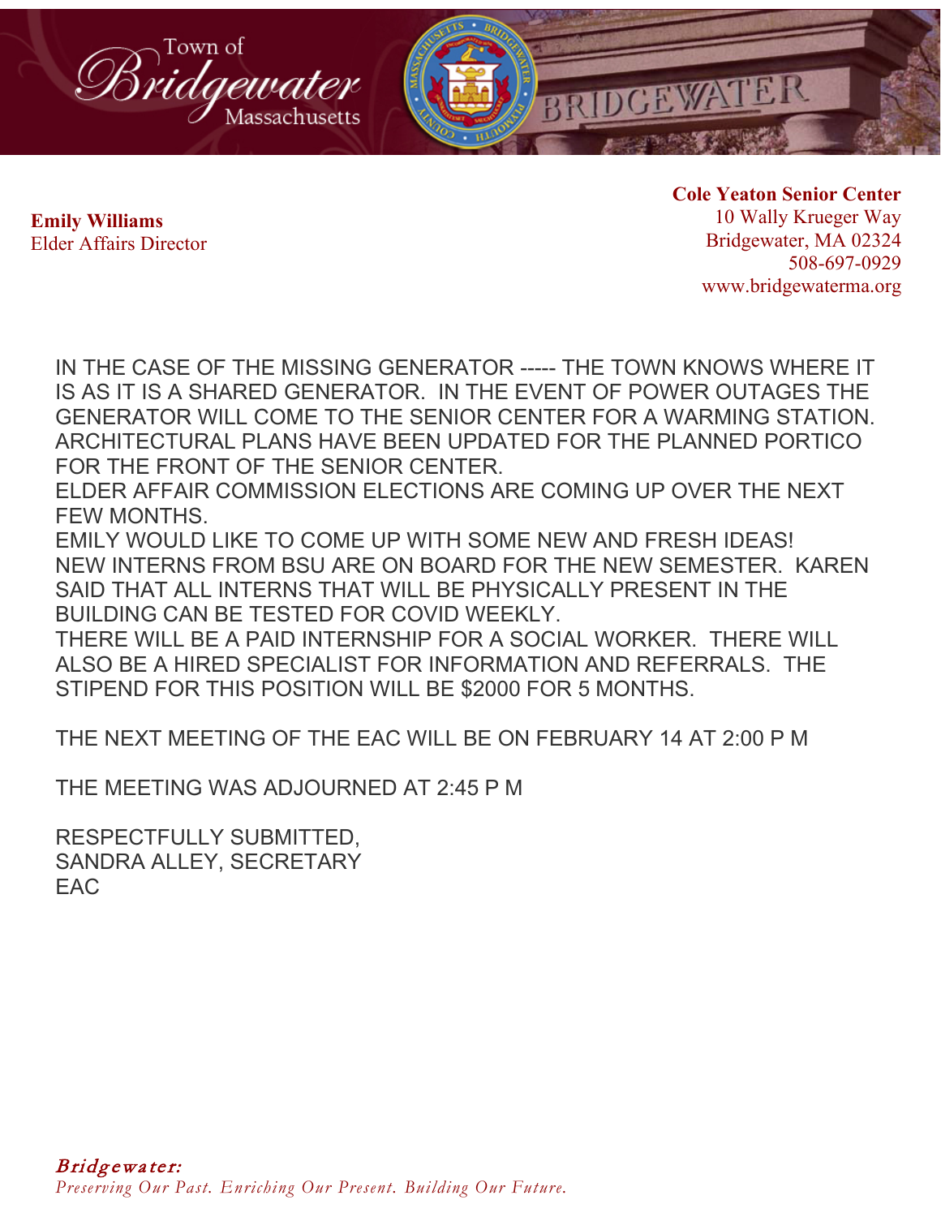**Town of Bridgewater Massachusetts**

**Emily Williams**
Elder Affairs Director

**Cole Yeaton Senior Center**
10 Wally Krueger Way
Bridgewater, MA 02324
508-697-0929
www.bridgewaterma.org

IN THE CASE OF THE MISSING GENERATOR ----- THE TOWN KNOWS WHERE IT IS AS IT IS A SHARED GENERATOR. IN THE EVENT OF POWER OUTAGES THE GENERATOR WILL COME TO THE SENIOR CENTER FOR A WARMING STATION.
ARCHITECTURAL PLANS HAVE BEEN UPDATED FOR THE PLANNED PORTICO FOR THE FRONT OF THE SENIOR CENTER.
ELDER AFFAIR COMMISSION ELECTIONS ARE COMING UP OVER THE NEXT FEW MONTHS.
EMILY WOULD LIKE TO COME UP WITH SOME NEW AND FRESH IDEAS!
NEW INTERNS FROM BSU ARE ON BOARD FOR THE NEW SEMESTER. KAREN SAID THAT ALL INTERNS THAT WILL BE PHYSICALLY PRESENT IN THE BUILDING CAN BE TESTED FOR COVID WEEKLY.
THERE WILL BE A PAID INTERNSHIP FOR A SOCIAL WORKER. THERE WILL ALSO BE A HIRED SPECIALIST FOR INFORMATION AND REFERRALS. THE STIPEND FOR THIS POSITION WILL BE $2000 FOR 5 MONTHS.

THE NEXT MEETING OF THE EAC WILL BE ON FEBRUARY 14 AT 2:00 P M

THE MEETING WAS ADJOURNED AT 2:45 P M

RESPECTFULLY SUBMITTED,
SANDRA ALLEY, SECRETARY
EAC

*Bridgewater:*
*Preserving Our Past. Enriching Our Present. Building Our Future.*